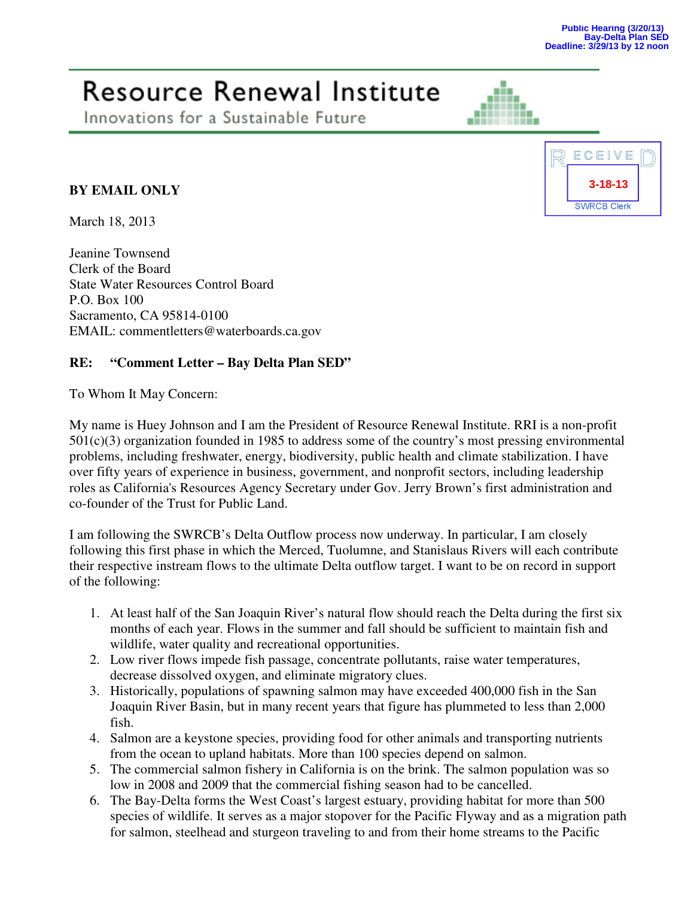Public Hearing (3/20/13)
Bay-Delta Plan SED
Deadline: 3/29/13 by 12 noon

# Resource Renewal Institute

Innovations for a Sustainable Future

RECEIVED
3-18-13
SWRCB Clerk

**BY EMAIL ONLY**

March 18, 2013

Jeanine Townsend
Clerk of the Board
State Water Resources Control Board
P.O. Box 100
Sacramento, CA 95814-0100
EMAIL: commentletters@waterboards.ca.gov

**RE: "Comment Letter – Bay Delta Plan SED"**

To Whom It May Concern:

My name is Huey Johnson and I am the President of Resource Renewal Institute. RRI is a non-profit 501(c)(3) organization founded in 1985 to address some of the country's most pressing environmental problems, including freshwater, energy, biodiversity, public health and climate stabilization. I have over fifty years of experience in business, government, and nonprofit sectors, including leadership roles as California's Resources Agency Secretary under Gov. Jerry Brown's first administration and co-founder of the Trust for Public Land.

I am following the SWRCB's Delta Outflow process now underway. In particular, I am closely following this first phase in which the Merced, Tuolumne, and Stanislaus Rivers will each contribute their respective instream flows to the ultimate Delta outflow target. I want to be on record in support of the following:

1. At least half of the San Joaquin River's natural flow should reach the Delta during the first six months of each year. Flows in the summer and fall should be sufficient to maintain fish and wildlife, water quality and recreational opportunities.
2. Low river flows impede fish passage, concentrate pollutants, raise water temperatures, decrease dissolved oxygen, and eliminate migratory clues.
3. Historically, populations of spawning salmon may have exceeded 400,000 fish in the San Joaquin River Basin, but in many recent years that figure has plummeted to less than 2,000 fish.
4. Salmon are a keystone species, providing food for other animals and transporting nutrients from the ocean to upland habitats. More than 100 species depend on salmon.
5. The commercial salmon fishery in California is on the brink. The salmon population was so low in 2008 and 2009 that the commercial fishing season had to be cancelled.
6. The Bay-Delta forms the West Coast's largest estuary, providing habitat for more than 500 species of wildlife. It serves as a major stopover for the Pacific Flyway and as a migration path for salmon, steelhead and sturgeon traveling to and from their home streams to the Pacific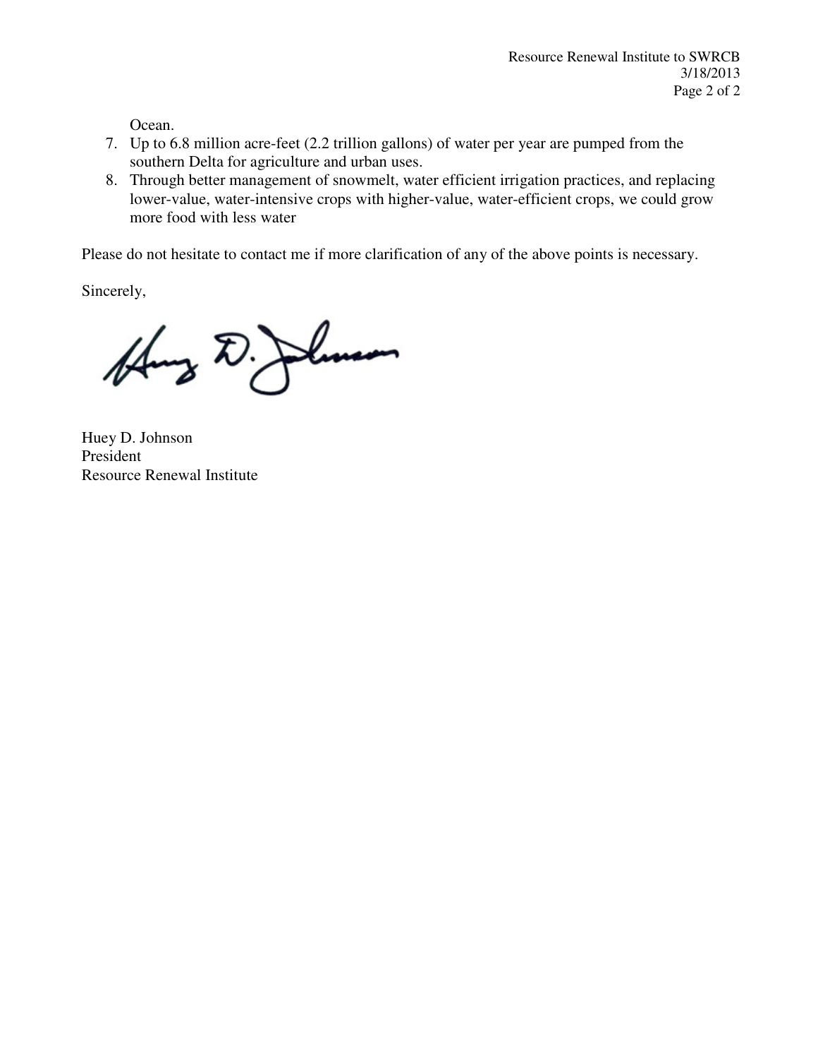Ocean.

7. Up to 6.8 million acre-feet (2.2 trillion gallons) of water per year are pumped from the southern Delta for agriculture and urban uses.
8. Through better management of snowmelt, water efficient irrigation practices, and replacing lower-value, water-intensive crops with higher-value, water-efficient crops, we could grow more food with less water

Please do not hesitate to contact me if more clarification of any of the above points is necessary.

Sincerely,

Huey D. Johnson
President
Resource Renewal Institute